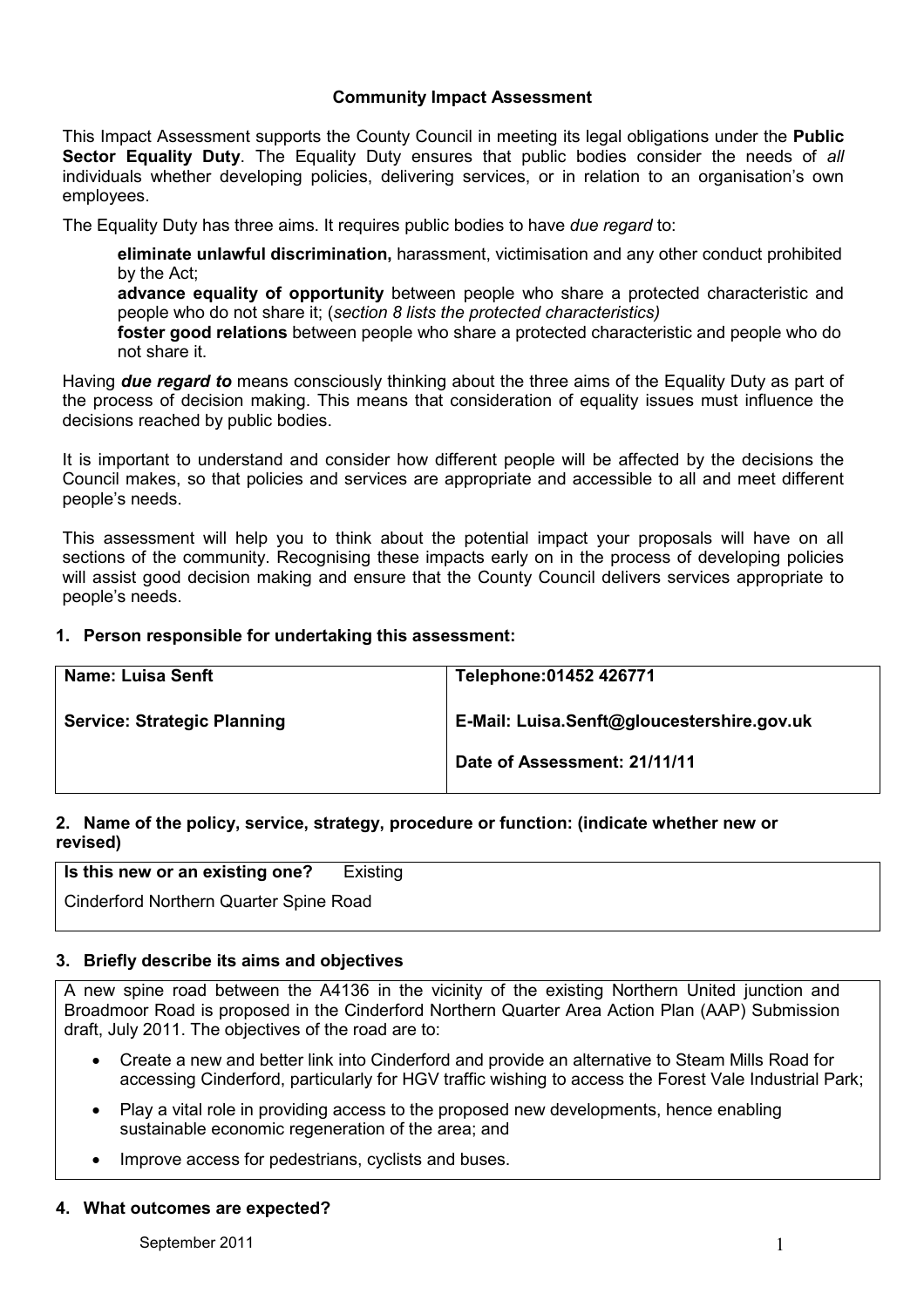**Community Impact Assessment**

This Impact Assessment supports the County Council in meeting its legal obligations under the **Public Sector Equality Duty**. The Equality Duty ensures that public bodies consider the needs of *all* individuals whether developing policies, delivering services, or in relation to an organisation's own employees.

The Equality Duty has three aims. It requires public bodies to have *due regard* to:

> **eliminate unlawful discrimination,** harassment, victimisation and any other conduct prohibited by the Act;
>
> **advance equality of opportunity** between people who share a protected characteristic and people who do not share it; (*section 8 lists the protected characteristics)*
>
> **foster good relations** between people who share a protected characteristic and people who do not share it.

Having ***due regard to*** means consciously thinking about the three aims of the Equality Duty as part of the process of decision making. This means that consideration of equality issues must influence the decisions reached by public bodies.

It is important to understand and consider how different people will be affected by the decisions the Council makes, so that policies and services are appropriate and accessible to all and meet different people's needs.

This assessment will help you to think about the potential impact your proposals will have on all sections of the community. Recognising these impacts early on in the process of developing policies will assist good decision making and ensure that the County Council delivers services appropriate to people's needs.

### 1. Person responsible for undertaking this assessment:

| | |
|---|---|
| **Name: Luisa Senft** | **Telephone:01452 426771** |
| **Service: Strategic Planning** | **E-Mail: Luisa.Senft@gloucestershire.gov.uk** <br> **Date of Assessment: 21/11/11** |

### 2. Name of the policy, service, strategy, procedure or function: (indicate whether new or revised)

**Is this new or an existing one?** Existing

Cinderford Northern Quarter Spine Road

### 3. Briefly describe its aims and objectives

A new spine road between the A4136 in the vicinity of the existing Northern United junction and Broadmoor Road is proposed in the Cinderford Northern Quarter Area Action Plan (AAP) Submission draft, July 2011. The objectives of the road are to:

- Create a new and better link into Cinderford and provide an alternative to Steam Mills Road for accessing Cinderford, particularly for HGV traffic wishing to access the Forest Vale Industrial Park;
- Play a vital role in providing access to the proposed new developments, hence enabling sustainable economic regeneration of the area; and
- Improve access for pedestrians, cyclists and buses.

### 4. What outcomes are expected?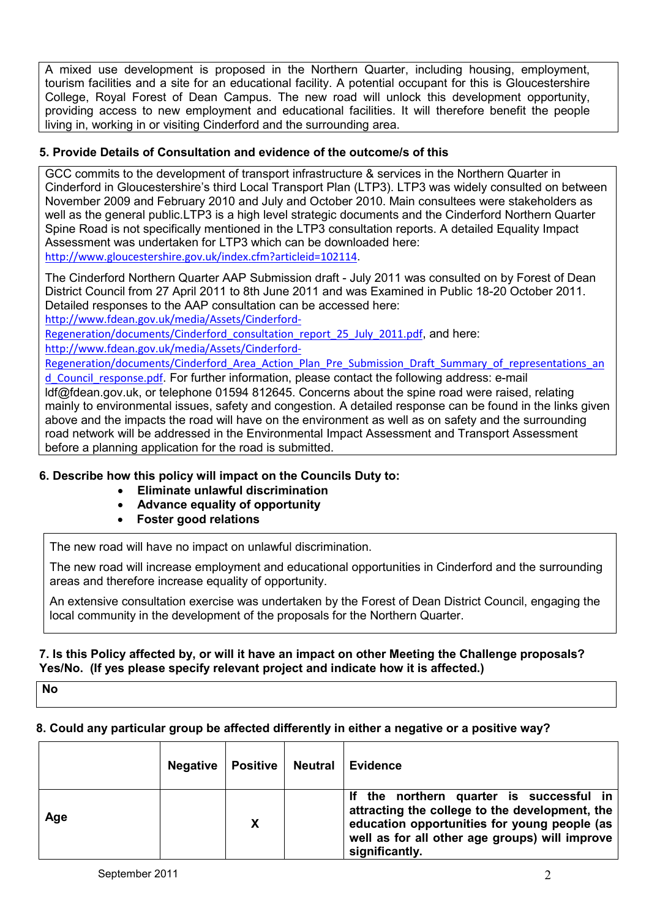A mixed use development is proposed in the Northern Quarter, including housing, employment, tourism facilities and a site for an educational facility. A potential occupant for this is Gloucestershire College, Royal Forest of Dean Campus. The new road will unlock this development opportunity, providing access to new employment and educational facilities. It will therefore benefit the people living in, working in or visiting Cinderford and the surrounding area.

**5. Provide Details of Consultation and evidence of the outcome/s of this**

GCC commits to the development of transport infrastructure & services in the Northern Quarter in Cinderford in Gloucestershire's third Local Transport Plan (LTP3). LTP3 was widely consulted on between November 2009 and February 2010 and July and October 2010. Main consultees were stakeholders as well as the general public.LTP3 is a high level strategic documents and the Cinderford Northern Quarter Spine Road is not specifically mentioned in the LTP3 consultation reports. A detailed Equality Impact Assessment was undertaken for LTP3 which can be downloaded here: http://www.gloucestershire.gov.uk/index.cfm?articleid=102114.

The Cinderford Northern Quarter AAP Submission draft - July 2011 was consulted on by Forest of Dean District Council from 27 April 2011 to 8th June 2011 and was Examined in Public 18-20 October 2011. Detailed responses to the AAP consultation can be accessed here: http://www.fdean.gov.uk/media/Assets/Cinderford-Regeneration/documents/Cinderford_consultation_report_25_July_2011.pdf, and here: http://www.fdean.gov.uk/media/Assets/Cinderford-Regeneration/documents/Cinderford_Area_Action_Plan_Pre_Submission_Draft_Summary_of_representations_and_Council_response.pdf. For further information, please contact the following address: e-mail ldf@fdean.gov.uk, or telephone 01594 812645. Concerns about the spine road were raised, relating mainly to environmental issues, safety and congestion. A detailed response can be found in the links given above and the impacts the road will have on the environment as well as on safety and the surrounding road network will be addressed in the Environmental Impact Assessment and Transport Assessment before a planning application for the road is submitted.

**6. Describe how this policy will impact on the Councils Duty to:**

- **Eliminate unlawful discrimination**
- **Advance equality of opportunity**
- **Foster good relations**

The new road will have no impact on unlawful discrimination.

The new road will increase employment and educational opportunities in Cinderford and the surrounding areas and therefore increase equality of opportunity.

An extensive consultation exercise was undertaken by the Forest of Dean District Council, engaging the local community in the development of the proposals for the Northern Quarter.

**7. Is this Policy affected by, or will it have an impact on other Meeting the Challenge proposals? Yes/No. (If yes please specify relevant project and indicate how it is affected.)**

**No**

**8. Could any particular group be affected differently in either a negative or a positive way?**

| | Negative | Positive | Neutral | Evidence |
|---|---|---|---|---|
| **Age** | | **X** | | **If the northern quarter is successful in attracting the college to the development, the education opportunities for young people (as well as for all other age groups) will improve significantly.** |

September 2011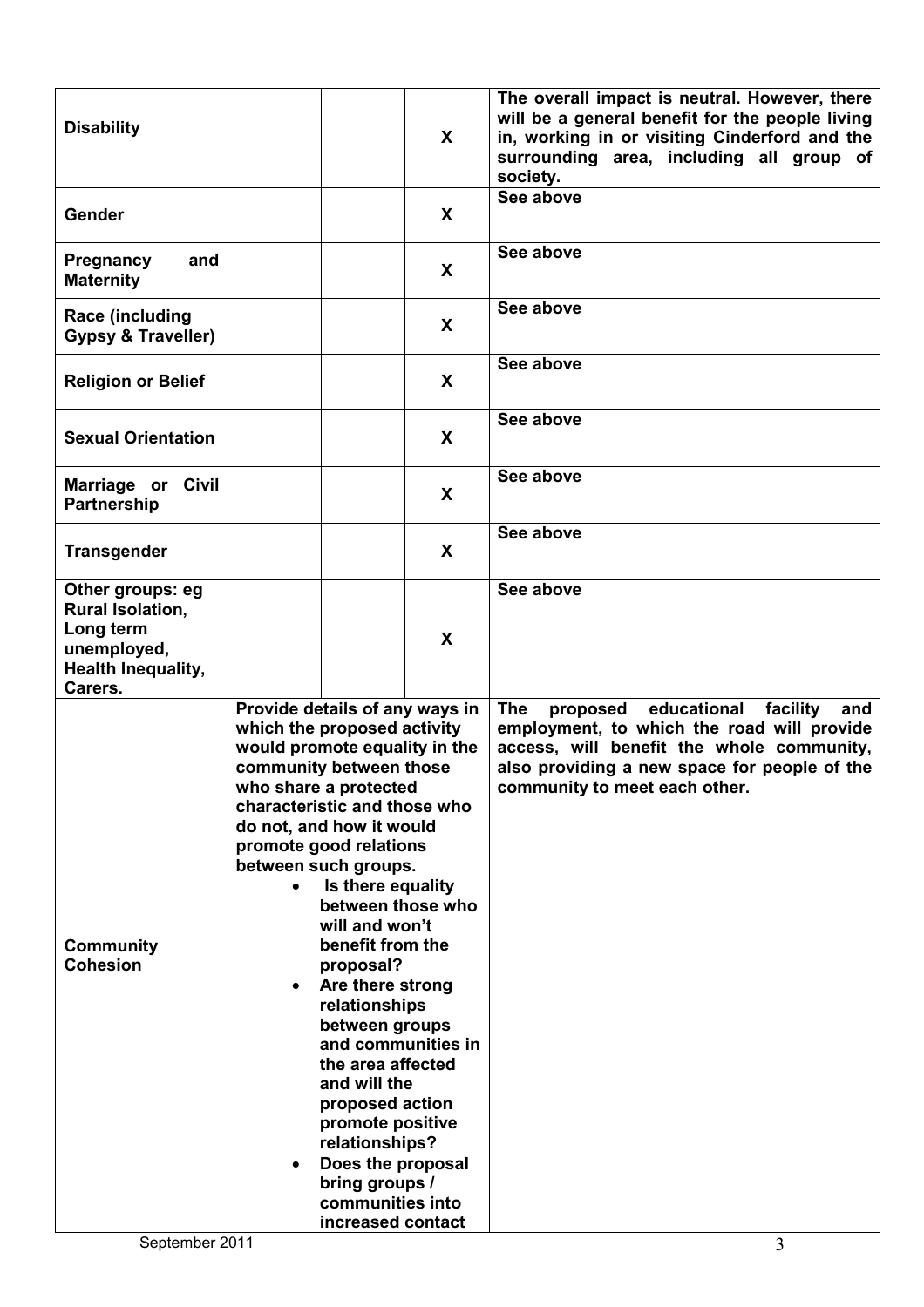| | | | | |
|---|---|---|---|---|
| **Disability** | | | **X** | **The overall impact is neutral. However, there will be a general benefit for the people living in, working in or visiting Cinderford and the surrounding area, including all group of society.** |
| **Gender** | | | **X** | **See above** |
| **Pregnancy and Maternity** | | | **X** | **See above** |
| **Race (including Gypsy & Traveller)** | | | **X** | **See above** |
| **Religion or Belief** | | | **X** | **See above** |
| **Sexual Orientation** | | | **X** | **See above** |
| **Marriage or Civil Partnership** | | | **X** | **See above** |
| **Transgender** | | | **X** | **See above** |
| **Other groups: eg Rural Isolation, Long term unemployed, Health Inequality, Carers.** | | | **X** | **See above** |
| **Community Cohesion** | **Provide details of any ways in which the proposed activity would promote equality in the community between those who share a protected characteristic and those who do not, and how it would promote good relations between such groups.**<br>• **Is there equality between those who will and won't benefit from the proposal?**<br>• **Are there strong relationships between groups and communities in the area affected and will the proposed action promote positive relationships?**<br>• **Does the proposal bring groups / communities into increased contact** | | | **The proposed educational facility and employment, to which the road will provide access, will benefit the whole community, also providing a new space for people of the community to meet each other.** |

September 2011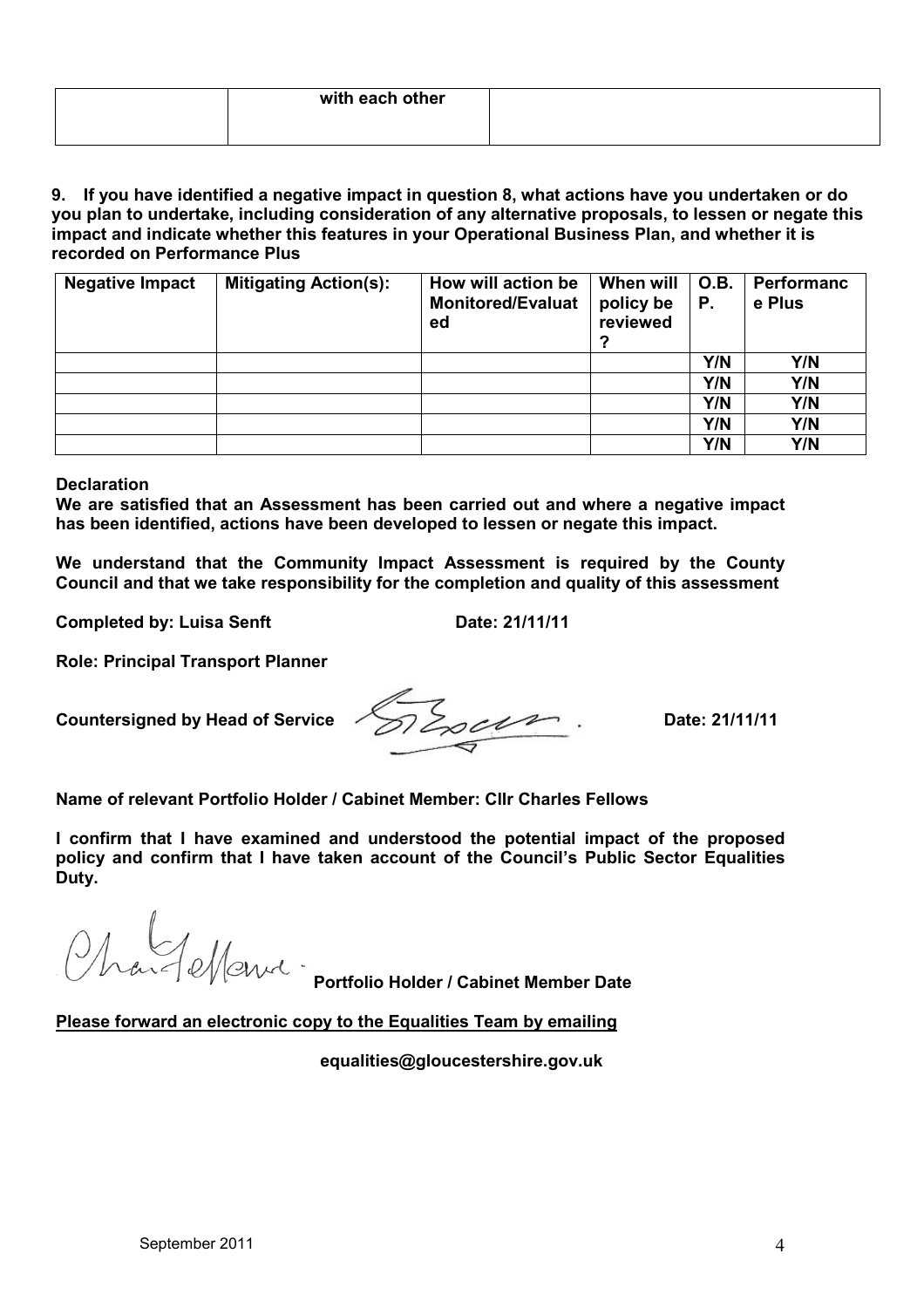| | | |
|---|---|---|
| | with each other | |

**9. If you have identified a negative impact in question 8, what actions have you undertaken or do you plan to undertake, including consideration of any alternative proposals, to lessen or negate this impact and indicate whether this features in your Operational Business Plan, and whether it is recorded on Performance Plus**

| Negative Impact | Mitigating Action(s): | How will action be Monitored/Evaluated | When will policy be reviewed ? | O.B. P. | Performance Plus |
|---|---|---|---|---|---|
| | | | | Y/N | Y/N |
| | | | | Y/N | Y/N |
| | | | | Y/N | Y/N |
| | | | | Y/N | Y/N |
| | | | | Y/N | Y/N |

**Declaration**

**We are satisfied that an Assessment has been carried out and where a negative impact has been identified, actions have been developed to lessen or negate this impact.**

**We understand that the Community Impact Assessment is required by the County Council and that we take responsibility for the completion and quality of this assessment**

**Completed by: Luisa Senft** **Date: 21/11/11**

**Role: Principal Transport Planner**

**Countersigned by Head of Service** **Date: 21/11/11**

**Name of relevant Portfolio Holder / Cabinet Member: Cllr Charles Fellows**

**I confirm that I have examined and understood the potential impact of the proposed policy and confirm that I have taken account of the Council's Public Sector Equalities Duty.**

**Portfolio Holder / Cabinet Member Date**

**Please forward an electronic copy to the Equalities Team by emailing**

**equalities@gloucestershire.gov.uk**

September 2011